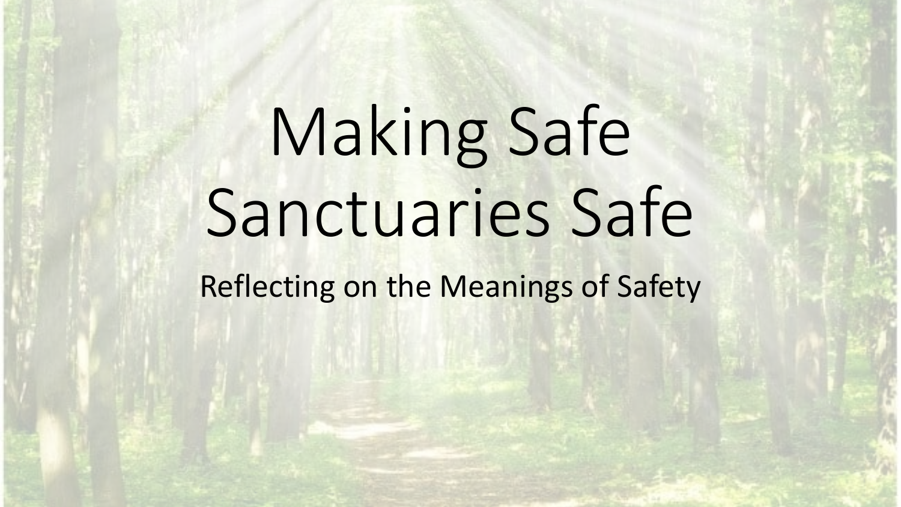# Making Safe Sanctuaries Safe

Reflecting on the Meanings of Safety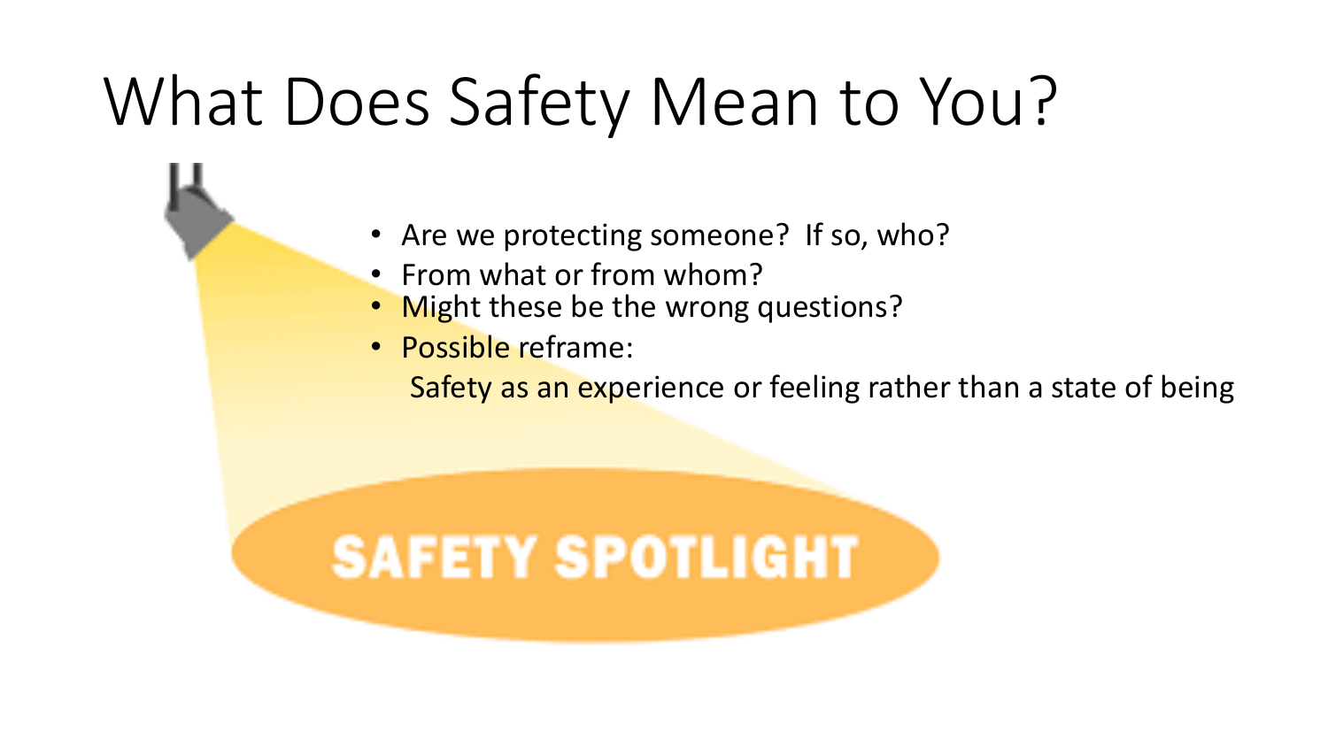# What Does Safety Mean to You?

- Are we protecting someone? If so, who?
- From what or from whom?
- Might these be the wrong questions?
- Possible reframe:

  Safety as an experience or feeling rather than a state of being

SAFETY SPOTLIGHT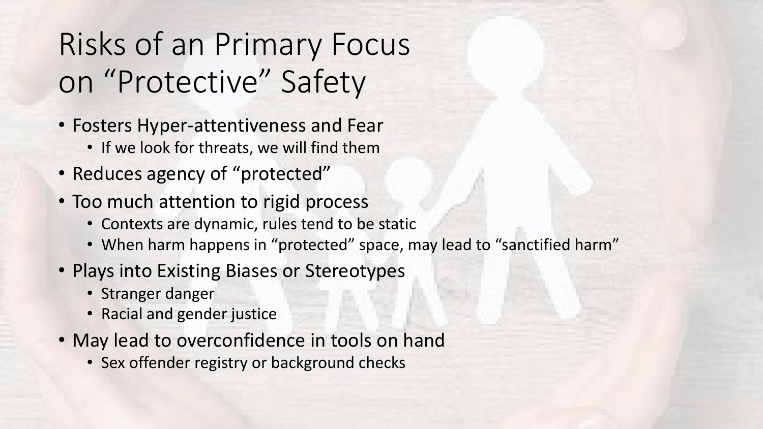# Risks of an Primary Focus on “Protective” Safety

- Fosters Hyper-attentiveness and Fear
  - If we look for threats, we will find them
- Reduces agency of “protected”
- Too much attention to rigid process
  - Contexts are dynamic, rules tend to be static
  - When harm happens in “protected” space, may lead to “sanctified harm”
- Plays into Existing Biases or Stereotypes
  - Stranger danger
  - Racial and gender justice
- May lead to overconfidence in tools on hand
  - Sex offender registry or background checks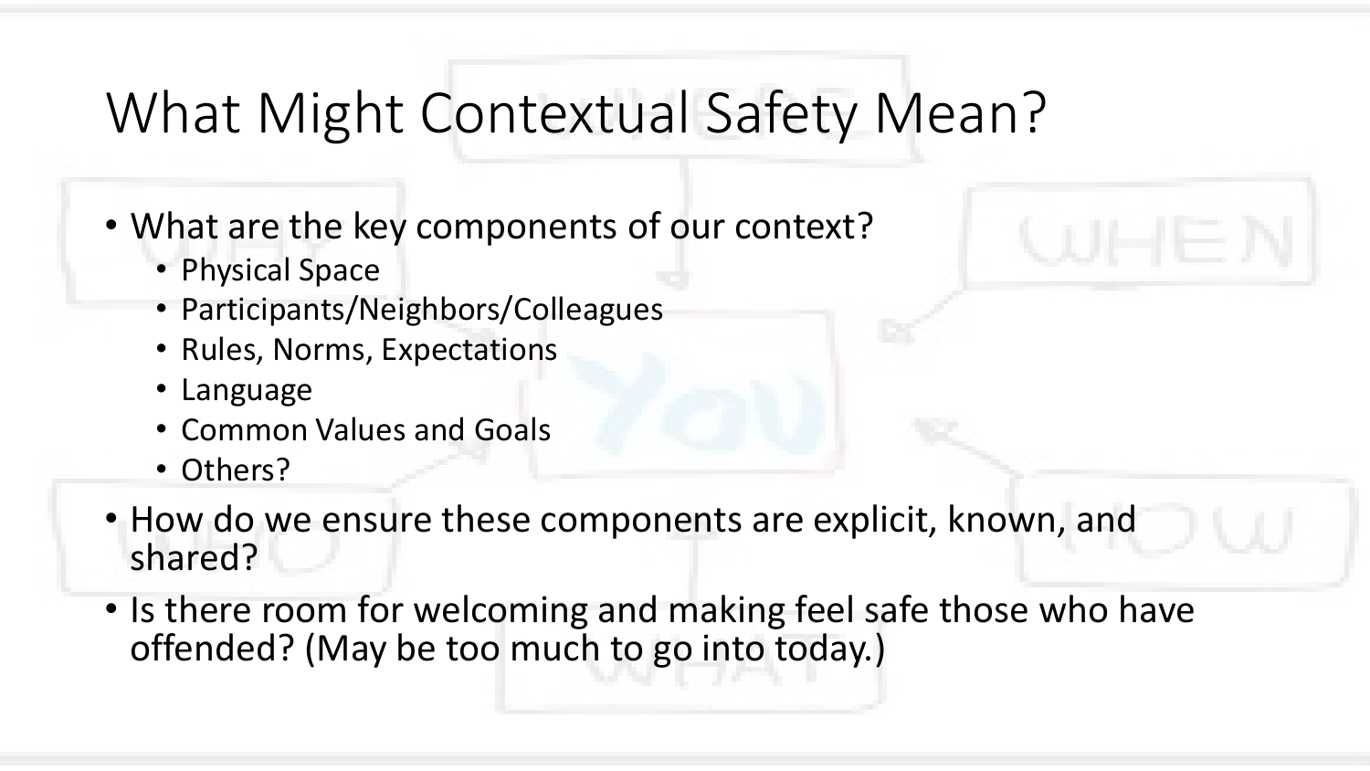# What Might Contextual Safety Mean?

- What are the key components of our context?
  - Physical Space
  - Participants/Neighbors/Colleagues
  - Rules, Norms, Expectations
  - Language
  - Common Values and Goals
  - Others?
- How do we ensure these components are explicit, known, and shared?
- Is there room for welcoming and making feel safe those who have offended? (May be too much to go into today.)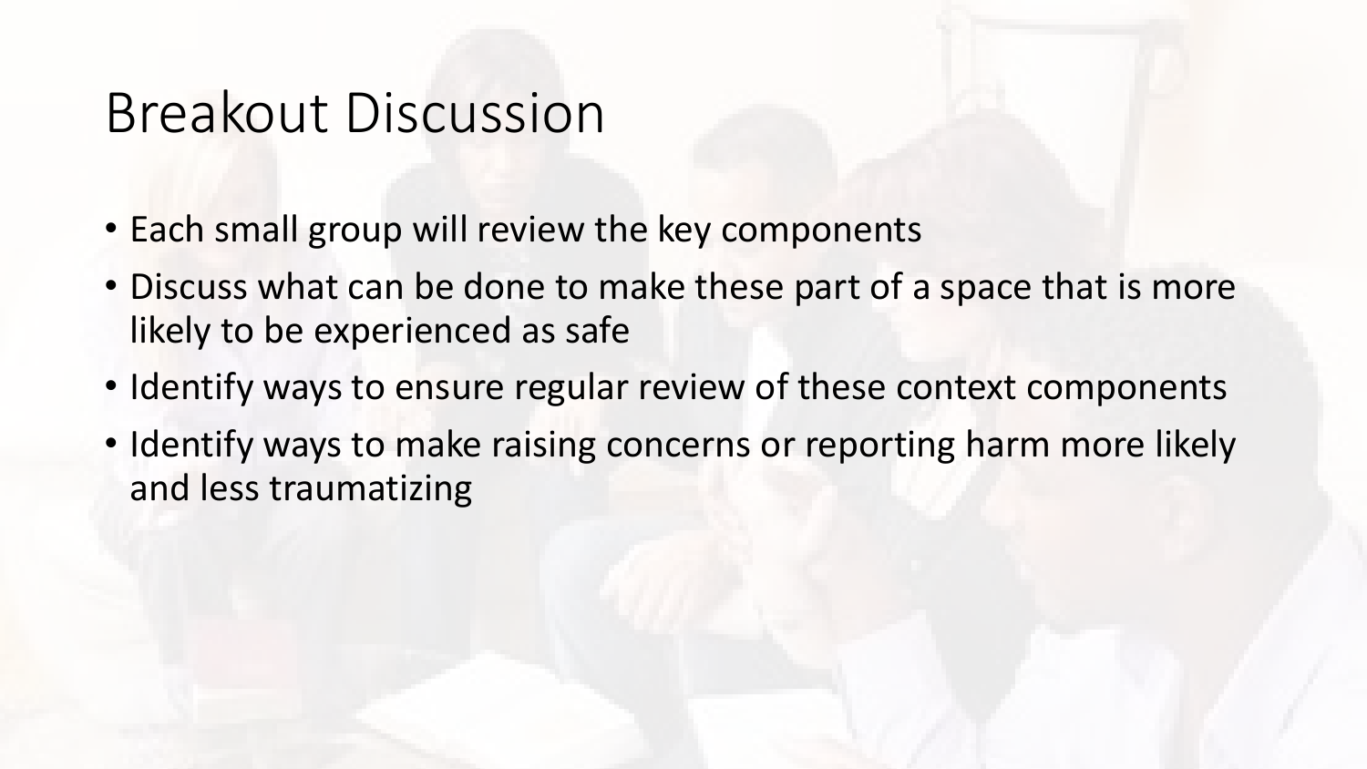# Breakout Discussion

- Each small group will review the key components
- Discuss what can be done to make these part of a space that is more likely to be experienced as safe
- Identify ways to ensure regular review of these context components
- Identify ways to make raising concerns or reporting harm more likely and less traumatizing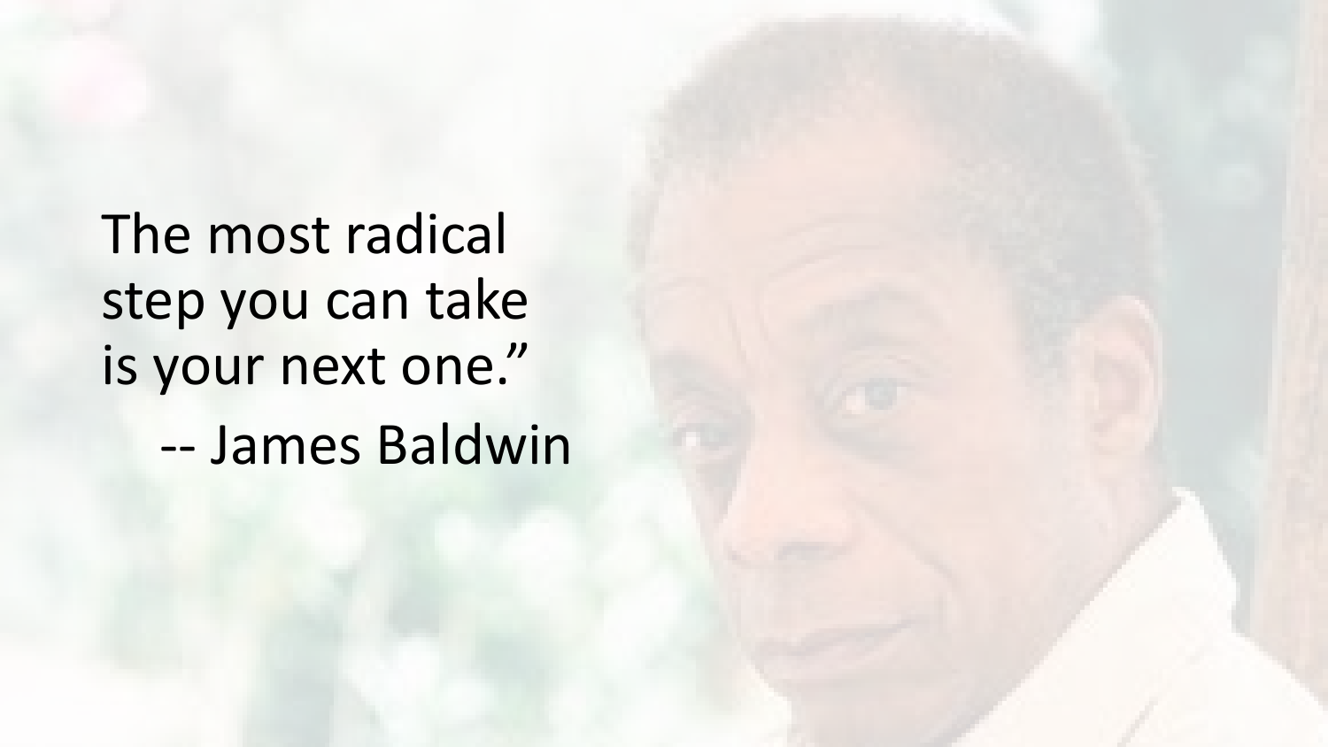The most radical step you can take is your next one."

-- James Baldwin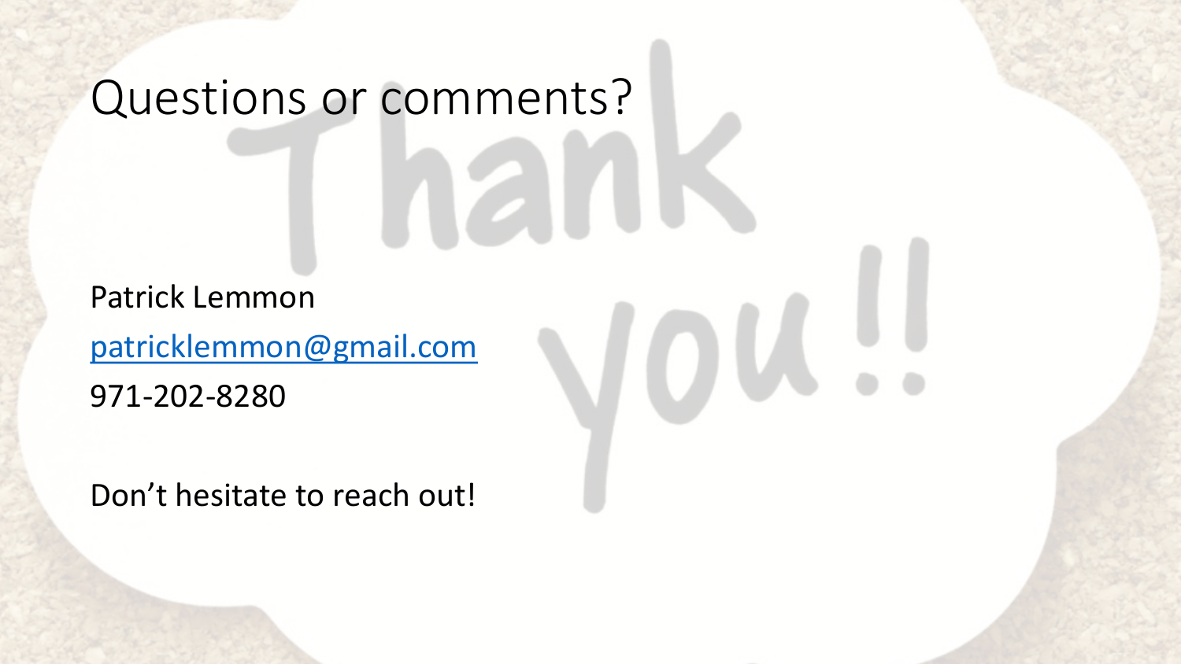# Questions or comments?

Patrick Lemmon

patricklemmon@gmail.com

971-202-8280

Don't hesitate to reach out!